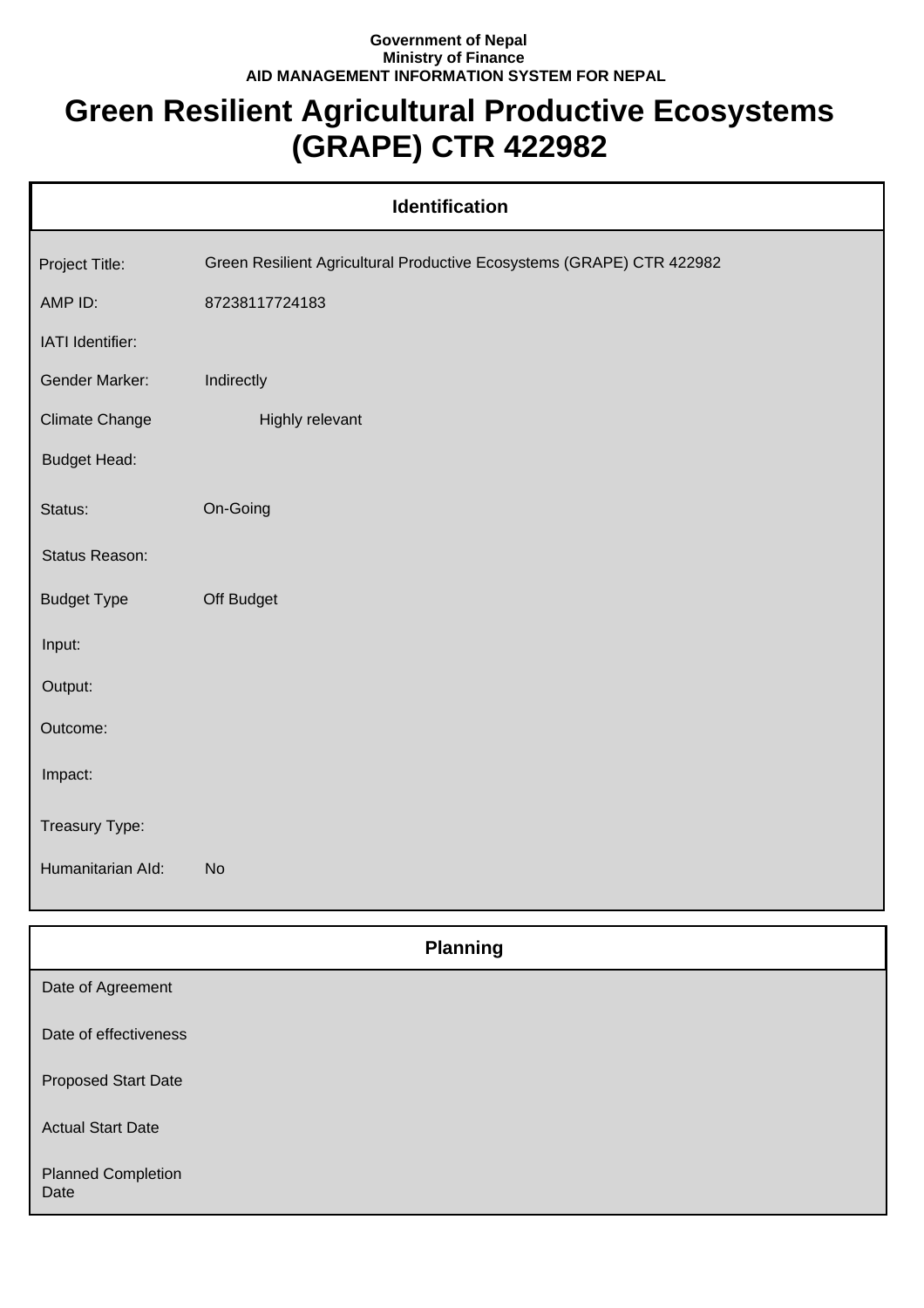**Government of Nepal**
**Ministry of Finance**
**AID MANAGEMENT INFORMATION SYSTEM FOR NEPAL**

# Green Resilient Agricultural Productive Ecosystems (GRAPE) CTR 422982

## Identification

| | |
|---|---|
| Project Title: | Green Resilient Agricultural Productive Ecosystems (GRAPE) CTR 422982 |
| AMP ID: | 87238117724183 |
| IATI Identifier: | |
| Gender Marker: | Indirectly |
| Climate Change | Highly relevant |
| Budget Head: | |
| Status: | On-Going |
| Status Reason: | |
| Budget Type | Off Budget |
| Input: | |
| Output: | |
| Outcome: | |
| Impact: | |
| Treasury Type: | |
| Humanitarian AId: | No |

## Planning

| | |
|---|---|
| Date of Agreement | |
| Date of effectiveness | |
| Proposed Start Date | |
| Actual Start Date | |
| Planned Completion Date | |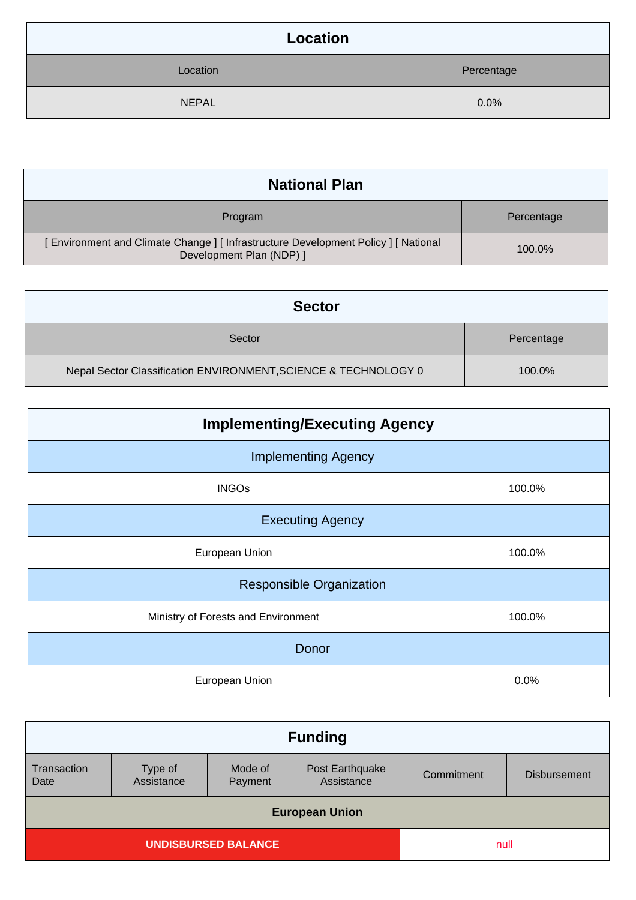## Location

| Location | Percentage |
|---|---|
| NEPAL | 0.0% |

## National Plan

| Program | Percentage |
|---|---|
| [ Environment and Climate Change ] [ Infrastructure Development Policy ] [ National Development Plan (NDP) ] | 100.0% |

## Sector

| Sector | Percentage |
|---|---|
| Nepal Sector Classification ENVIRONMENT,SCIENCE & TECHNOLOGY 0 | 100.0% |

## Implementing/Executing Agency

| Implementing Agency | |
|---|---|
| INGOs | 100.0% |
| **Executing Agency** | |
| European Union | 100.0% |
| **Responsible Organization** | |
| Ministry of Forests and Environment | 100.0% |
| **Donor** | |
| European Union | 0.0% |

## Funding

| Transaction Date | Type of Assistance | Mode of Payment | Post Earthquake Assistance | Commitment | Disbursement |
|---|---|---|---|---|---|
| **European Union** | | | | | |
| **UNDISBURSED BALANCE** | | | | null | |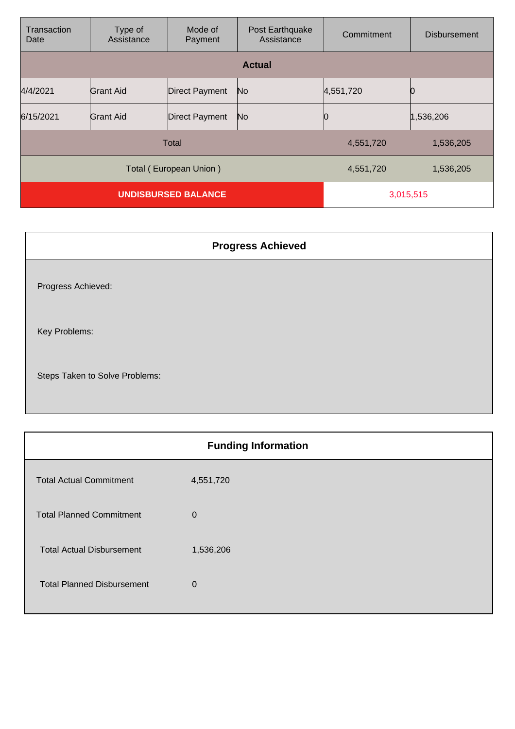| Transaction Date | Type of Assistance | Mode of Payment | Post Earthquake Assistance | Commitment | Disbursement |
|---|---|---|---|---|---|
| **Actual** | | | | | |
| 4/4/2021 | Grant Aid | Direct Payment | No | 4,551,720 | 0 |
| 6/15/2021 | Grant Aid | Direct Payment | No | 0 | 1,536,206 |
| Total | | | | 4,551,720 | 1,536,205 |
| Total ( European Union ) | | | | 4,551,720 | 1,536,205 |
| **UNDISBURSED BALANCE** | | | | 3,015,515 | |

## Progress Achieved

Progress Achieved:

Key Problems:

Steps Taken to Solve Problems:

## Funding Information

| | |
|---|---|
| Total Actual Commitment | 4,551,720 |
| Total Planned Commitment | 0 |
| Total Actual Disbursement | 1,536,206 |
| Total Planned Disbursement | 0 |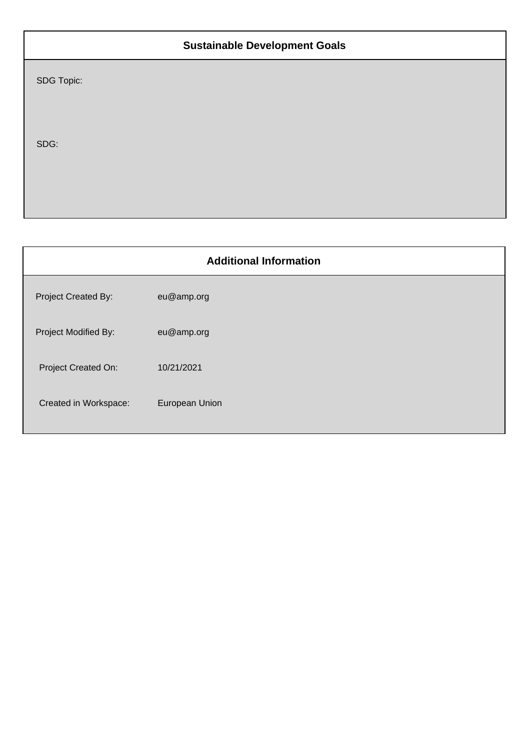## Sustainable Development Goals

SDG Topic:

SDG:

## Additional Information

| | |
|---|---|
| Project Created By: | eu@amp.org |
| Project Modified By: | eu@amp.org |
| Project Created On: | 10/21/2021 |
| Created in Workspace: | European Union |